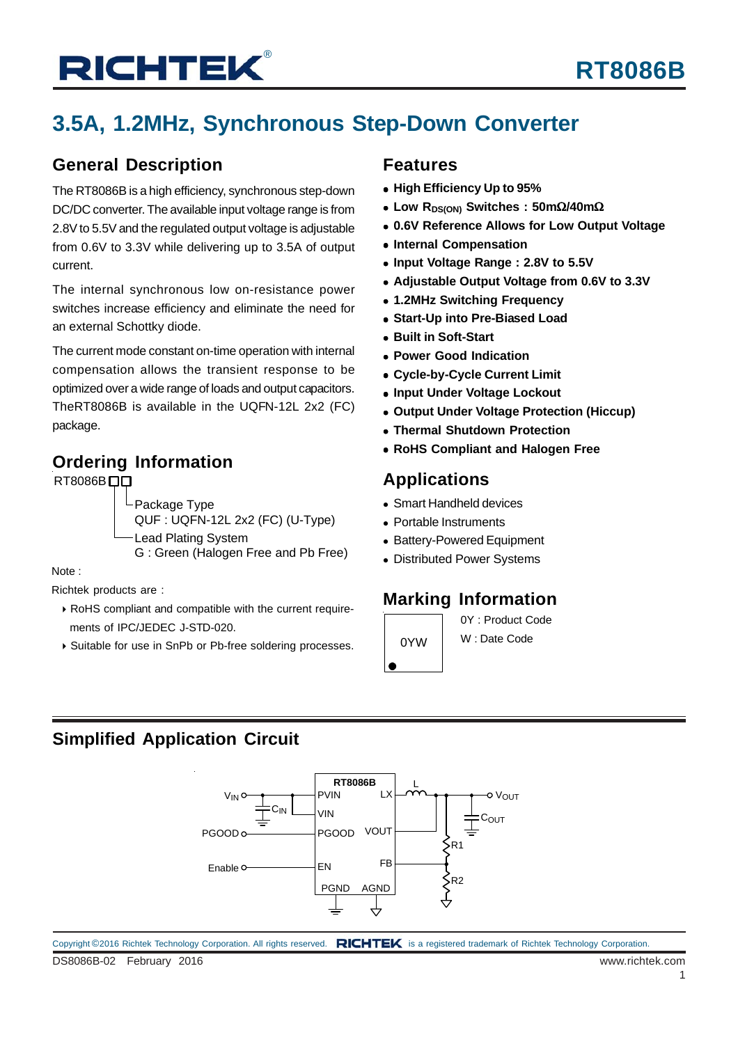# RT8086B

## 3.5A, 1.2MHz, Synchronous Step-Down Converter

## General Description

The RT8086B is a high efficiency, synchronous step-down DC/DC converter. The available input voltage range is from 2.8V to 5.5V and the regulated output voltage is adjustable from 0.6V to 3.3V while delivering up to 3.5A of output current.

The internal synchronous low on-resistance power switches increase efficiency and eliminate the need for an external Schottky diode.

The current mode constant on-time operation with internal compensation allows the transient response to be optimized over a wide range of loads and output capacitors. TheRT8086B is available in the UQFN-12L 2x2 (FC) package.

## Ordering Information

RT8086B□□

- Package Type
  QUF : UQFN-12L 2x2 (FC) (U-Type)
- Lead Plating System
  G : Green (Halogen Free and Pb Free)

Note :

Richtek products are :

- RoHS compliant and compatible with the current requirements of IPC/JEDEC J-STD-020.
- Suitable for use in SnPb or Pb-free soldering processes.

## Features

- **High Efficiency Up to 95%**
- **Low $R_{DS(ON)}$ Switches : 50mΩ/40mΩ**
- **0.6V Reference Allows for Low Output Voltage**
- **Internal Compensation**
- **Input Voltage Range : 2.8V to 5.5V**
- **Adjustable Output Voltage from 0.6V to 3.3V**
- **1.2MHz Switching Frequency**
- **Start-Up into Pre-Biased Load**
- **Built in Soft-Start**
- **Power Good Indication**
- **Cycle-by-Cycle Current Limit**
- **Input Under Voltage Lockout**
- **Output Under Voltage Protection (Hiccup)**
- **Thermal Shutdown Protection**
- **RoHS Compliant and Halogen Free**

## Applications

- Smart Handheld devices
- Portable Instruments
- Battery-Powered Equipment
- Distributed Power Systems

## Marking Information

0YW

0Y : Product Code

W : Date Code

## Simplified Application Circuit

RT8086B: PVIN, VIN, PGOOD, EN, PGND, AGND, LX, VOUT, FB; external: $V_{IN}$, $C_{IN}$, PGOOD, Enable, L, $V_{OUT}$, $C_{OUT}$, R1, R2

DS8086B-02 February 2016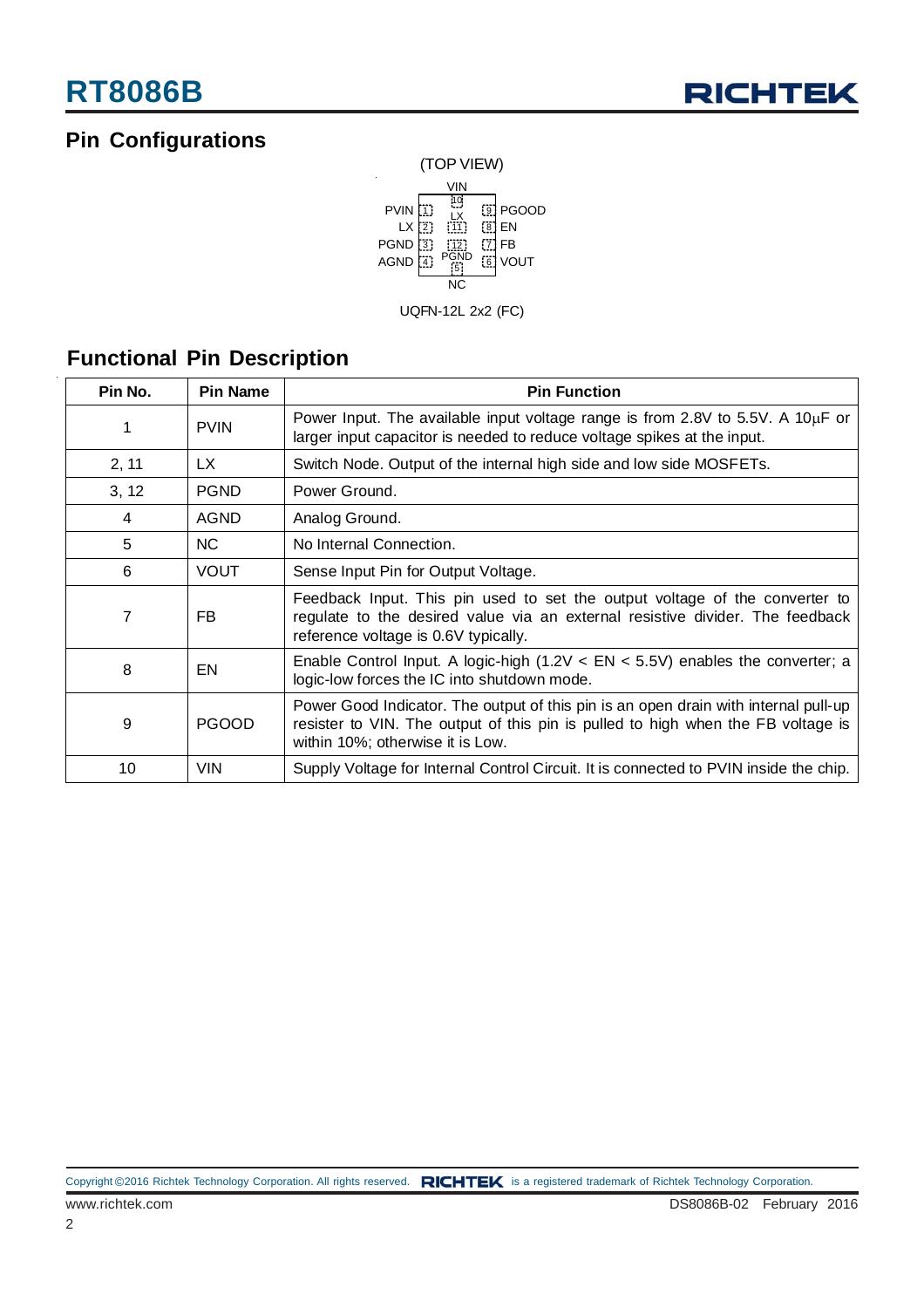## Pin Configurations

(TOP VIEW)

```
              VIN
           ┌──[10]──┐
     PVIN [1]  LX  [9] PGOOD
       LX [2] [11] [8] EN
     PGND [3] [12] [7] FB
     AGND [4] PGND [6] VOUT
           └──[5]───┘
              NC
```

UQFN-12L 2x2 (FC)

## Functional Pin Description

| Pin No. | Pin Name | Pin Function |
|---|---|---|
| 1 | PVIN | Power Input. The available input voltage range is from 2.8V to 5.5V. A 10μF or larger input capacitor is needed to reduce voltage spikes at the input. |
| 2, 11 | LX | Switch Node. Output of the internal high side and low side MOSFETs. |
| 3, 12 | PGND | Power Ground. |
| 4 | AGND | Analog Ground. |
| 5 | NC | No Internal Connection. |
| 6 | VOUT | Sense Input Pin for Output Voltage. |
| 7 | FB | Feedback Input. This pin used to set the output voltage of the converter to regulate to the desired value via an external resistive divider. The feedback reference voltage is 0.6V typically. |
| 8 | EN | Enable Control Input. A logic-high (1.2V < EN < 5.5V) enables the converter; a logic-low forces the IC into shutdown mode. |
| 9 | PGOOD | Power Good Indicator. The output of this pin is an open drain with internal pull-up resister to VIN. The output of this pin is pulled to high when the FB voltage is within 10%; otherwise it is Low. |
| 10 | VIN | Supply Voltage for Internal Control Circuit. It is connected to PVIN inside the chip. |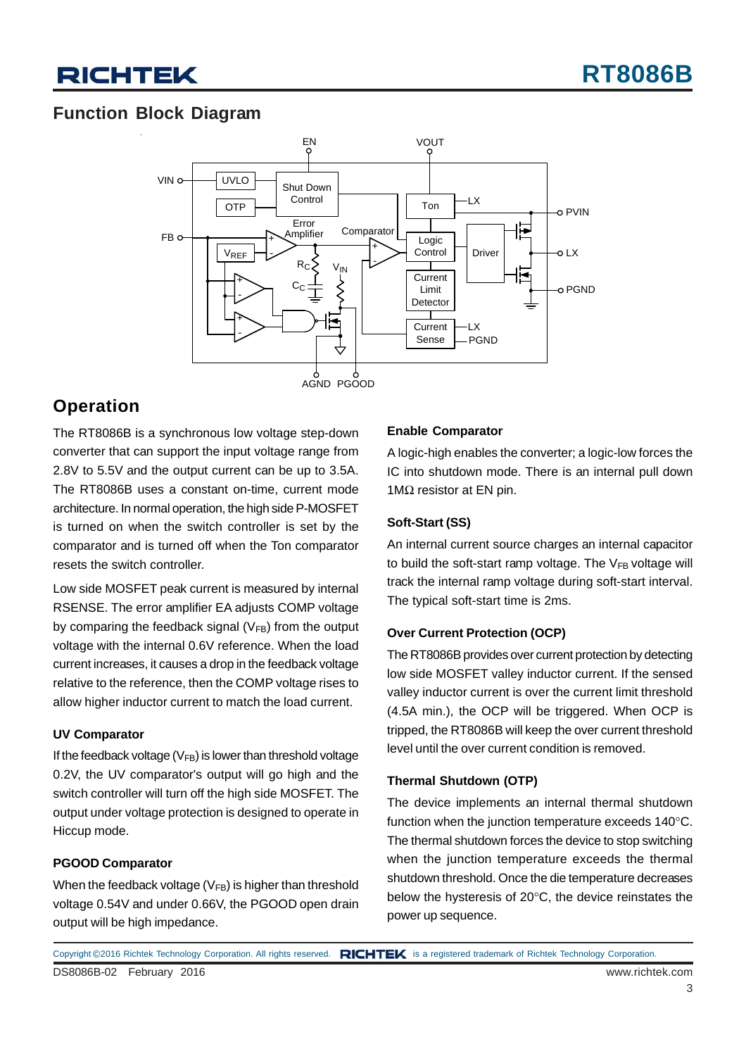## Function Block Diagram

## Operation

The RT8086B is a synchronous low voltage step-down converter that can support the input voltage range from 2.8V to 5.5V and the output current can be up to 3.5A. The RT8086B uses a constant on-time, current mode architecture. In normal operation, the high side P-MOSFET is turned on when the switch controller is set by the comparator and is turned off when the Ton comparator resets the switch controller.

Low side MOSFET peak current is measured by internal RSENSE. The error amplifier EA adjusts COMP voltage by comparing the feedback signal ($V_{FB}$) from the output voltage with the internal 0.6V reference. When the load current increases, it causes a drop in the feedback voltage relative to the reference, then the COMP voltage rises to allow higher inductor current to match the load current.

### UV Comparator

If the feedback voltage ($V_{FB}$) is lower than threshold voltage 0.2V, the UV comparator's output will go high and the switch controller will turn off the high side MOSFET. The output under voltage protection is designed to operate in Hiccup mode.

### PGOOD Comparator

When the feedback voltage ($V_{FB}$) is higher than threshold voltage 0.54V and under 0.66V, the PGOOD open drain output will be high impedance.

### Enable Comparator

A logic-high enables the converter; a logic-low forces the IC into shutdown mode. There is an internal pull down 1MΩ resistor at EN pin.

### Soft-Start (SS)

An internal current source charges an internal capacitor to build the soft-start ramp voltage. The $V_{FB}$ voltage will track the internal ramp voltage during soft-start interval. The typical soft-start time is 2ms.

### Over Current Protection (OCP)

The RT8086B provides over current protection by detecting low side MOSFET valley inductor current. If the sensed valley inductor current is over the current limit threshold (4.5A min.), the OCP will be triggered. When OCP is tripped, the RT8086B will keep the over current threshold level until the over current condition is removed.

### Thermal Shutdown (OTP)

The device implements an internal thermal shutdown function when the junction temperature exceeds 140°C. The thermal shutdown forces the device to stop switching when the junction temperature exceeds the thermal shutdown threshold. Once the die temperature decreases below the hysteresis of 20°C, the device reinstates the power up sequence.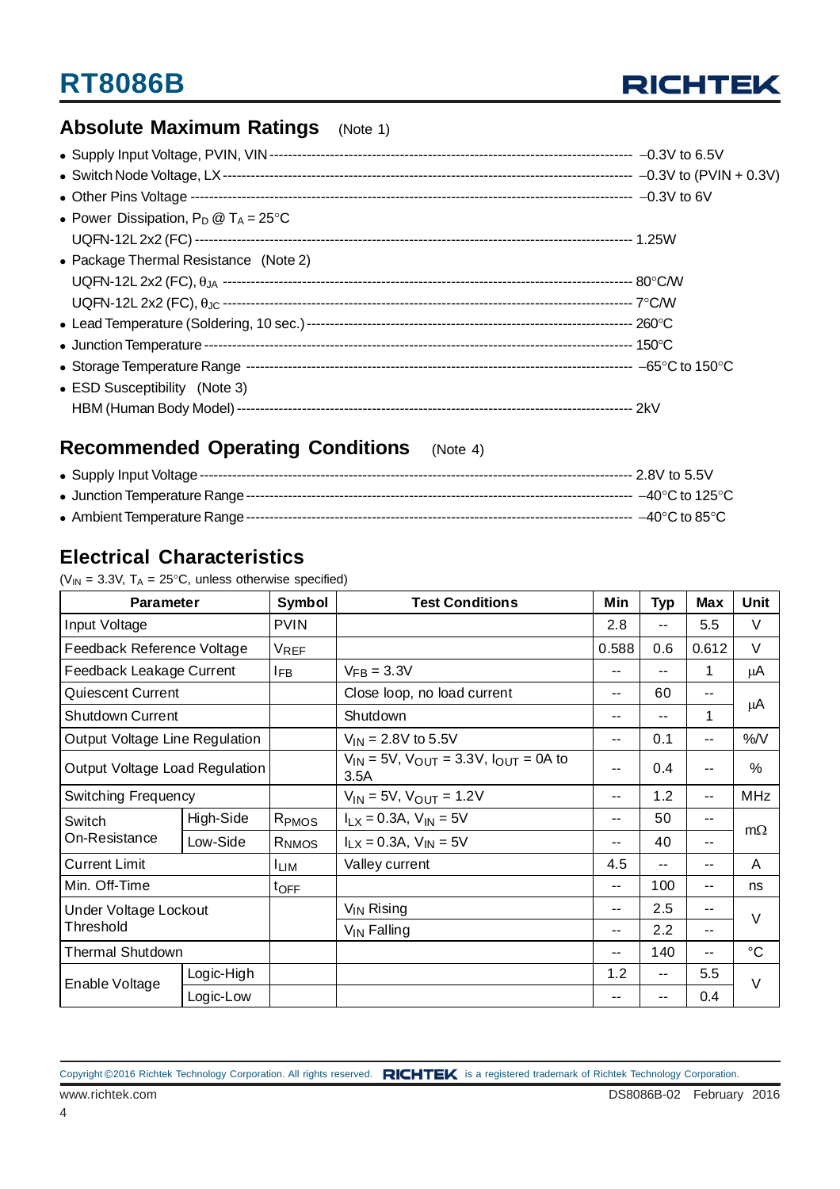## Absolute Maximum Ratings (Note 1)

- Supply Input Voltage, PVIN, VIN ---------------------------------------- −0.3V to 6.5V
- Switch Node Voltage, LX ---------------------------------------- −0.3V to (PVIN + 0.3V)
- Other Pins Voltage ---------------------------------------- −0.3V to 6V
- Power Dissipation, $P_D$ @ $T_A$ = 25°C
  UQFN-12L 2x2 (FC) ---------------------------------------- 1.25W
- Package Thermal Resistance (Note 2)
  UQFN-12L 2x2 (FC), $\theta_{JA}$ ---------------------------------------- 80°C/W
  UQFN-12L 2x2 (FC), $\theta_{JC}$ ---------------------------------------- 7°C/W
- Lead Temperature (Soldering, 10 sec.) ---------------------------------------- 260°C
- Junction Temperature ---------------------------------------- 150°C
- Storage Temperature Range ---------------------------------------- −65°C to 150°C
- ESD Susceptibility (Note 3)
  HBM (Human Body Model) ---------------------------------------- 2kV

## Recommended Operating Conditions (Note 4)

- Supply Input Voltage ---------------------------------------- 2.8V to 5.5V
- Junction Temperature Range ---------------------------------------- −40°C to 125°C
- Ambient Temperature Range ---------------------------------------- −40°C to 85°C

## Electrical Characteristics

($V_{IN}$ = 3.3V, $T_A$ = 25°C, unless otherwise specified)

| Parameter | | Symbol | Test Conditions | Min | Typ | Max | Unit |
|---|---|---|---|---|---|---|---|
| Input Voltage | | PVIN | | 2.8 | -- | 5.5 | V |
| Feedback Reference Voltage | | $V_{REF}$ | | 0.588 | 0.6 | 0.612 | V |
| Feedback Leakage Current | | $I_{FB}$ | $V_{FB}$ = 3.3V | -- | -- | 1 | μA |
| Quiescent Current | | | Close loop, no load current | -- | 60 | -- | μA |
| Shutdown Current | | | Shutdown | -- | -- | 1 | μA |
| Output Voltage Line Regulation | | | $V_{IN}$ = 2.8V to 5.5V | -- | 0.1 | -- | %/V |
| Output Voltage Load Regulation | | | $V_{IN}$ = 5V, $V_{OUT}$ = 3.3V, $I_{OUT}$ = 0A to 3.5A | -- | 0.4 | -- | % |
| Switching Frequency | | | $V_{IN}$ = 5V, $V_{OUT}$ = 1.2V | -- | 1.2 | -- | MHz |
| Switch On-Resistance | High-Side | $R_{PMOS}$ | $I_{LX}$ = 0.3A, $V_{IN}$ = 5V | -- | 50 | -- | mΩ |
| | Low-Side | $R_{NMOS}$ | $I_{LX}$ = 0.3A, $V_{IN}$ = 5V | -- | 40 | -- | mΩ |
| Current Limit | | $I_{LIM}$ | Valley current | 4.5 | -- | -- | A |
| Min. Off-Time | | $t_{OFF}$ | | -- | 100 | -- | ns |
| Under Voltage Lockout Threshold | | | $V_{IN}$ Rising | -- | 2.5 | -- | V |
| | | | $V_{IN}$ Falling | -- | 2.2 | -- | V |
| Thermal Shutdown | | | | -- | 140 | -- | °C |
| Enable Voltage | Logic-High | | | 1.2 | -- | 5.5 | V |
| | Logic-Low | | | -- | -- | 0.4 | V |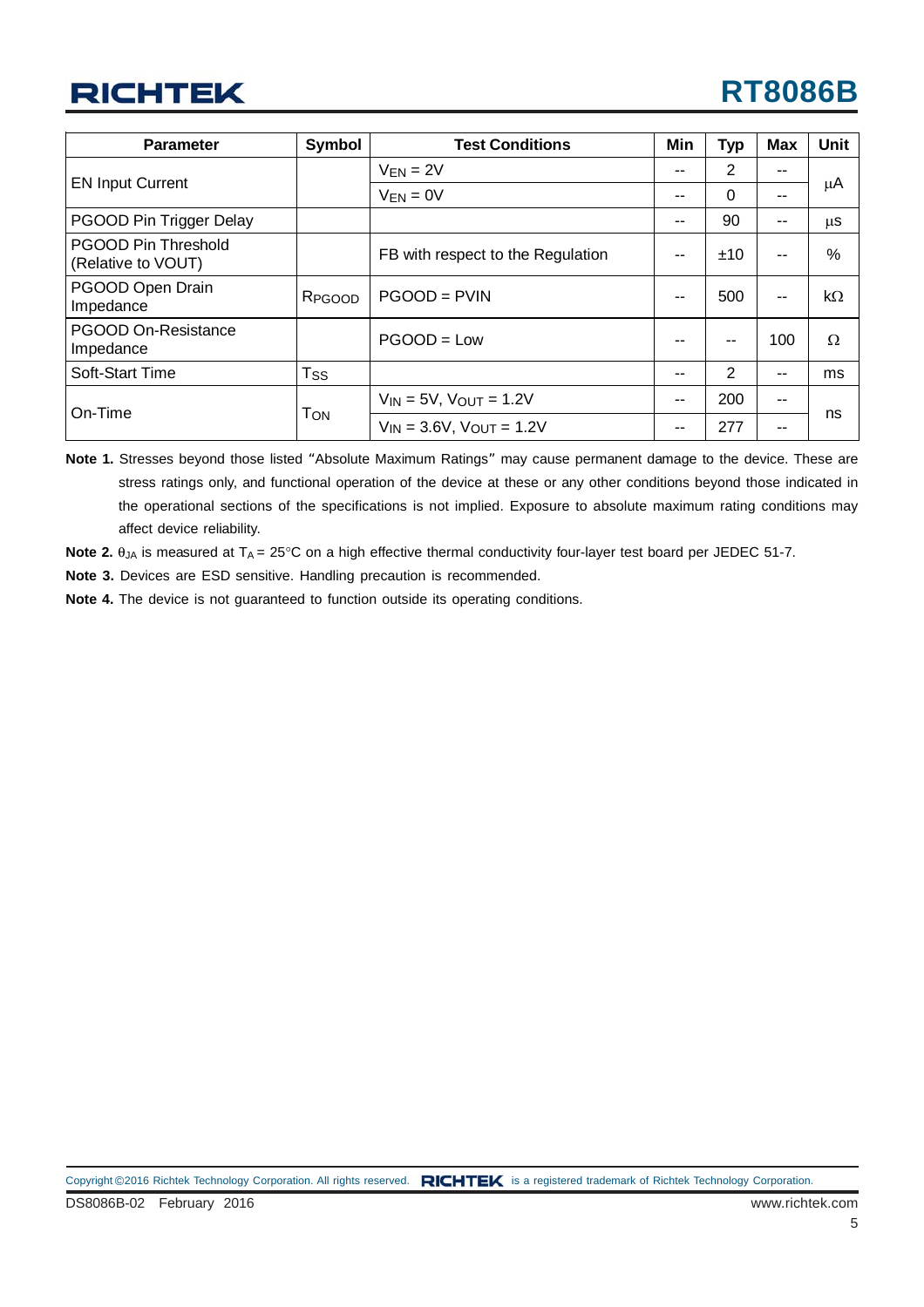| Parameter | Symbol | Test Conditions | Min | Typ | Max | Unit |
|---|---|---|---|---|---|---|
| EN Input Current | | $V_{EN}$ = 2V | -- | 2 | -- | μA |
| | | $V_{EN}$ = 0V | -- | 0 | -- | |
| PGOOD Pin Trigger Delay | | | -- | 90 | -- | μs |
| PGOOD Pin Threshold (Relative to VOUT) | | FB with respect to the Regulation | -- | ±10 | -- | % |
| PGOOD Open Drain Impedance | $R_{PGOOD}$ | PGOOD = PVIN | -- | 500 | -- | kΩ |
| PGOOD On-Resistance Impedance | | PGOOD = Low | -- | -- | 100 | Ω |
| Soft-Start Time | $T_{SS}$ | | -- | 2 | -- | ms |
| On-Time | $T_{ON}$ | $V_{IN}$ = 5V, $V_{OUT}$ = 1.2V | -- | 200 | -- | ns |
| | | $V_{IN}$ = 3.6V, $V_{OUT}$ = 1.2V | -- | 277 | -- | |

**Note 1.** Stresses beyond those listed "Absolute Maximum Ratings" may cause permanent damage to the device. These are stress ratings only, and functional operation of the device at these or any other conditions beyond those indicated in the operational sections of the specifications is not implied. Exposure to absolute maximum rating conditions may affect device reliability.

**Note 2.** $\theta_{JA}$ is measured at $T_A$ = 25°C on a high effective thermal conductivity four-layer test board per JEDEC 51-7.

**Note 3.** Devices are ESD sensitive. Handling precaution is recommended.

**Note 4.** The device is not guaranteed to function outside its operating conditions.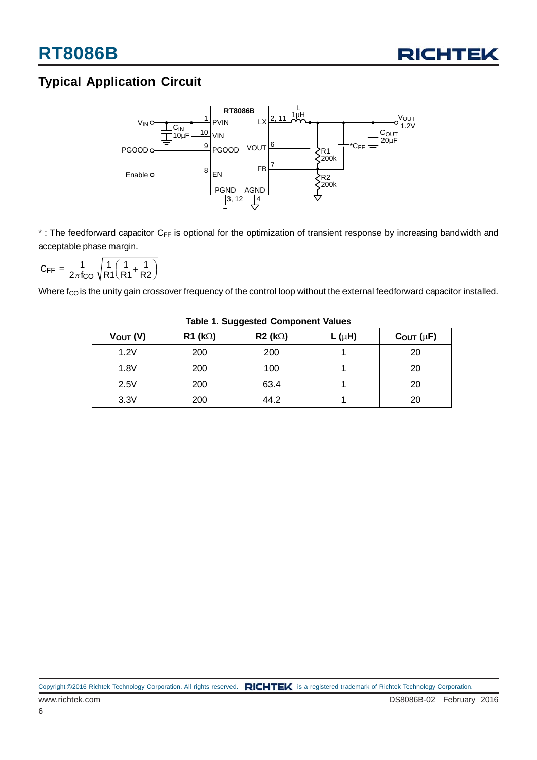## Typical Application Circuit

* : The feedforward capacitor $C_{FF}$ is optional for the optimization of transient response by increasing bandwidth and acceptable phase margin.

$$C_{FF} = \frac{1}{2\pi f_{CO}}\sqrt{\frac{1}{R1}\left(\frac{1}{R1}+\frac{1}{R2}\right)}$$

Where $f_{CO}$ is the unity gain crossover frequency of the control loop without the external feedforward capacitor installed.

**Table 1. Suggested Component Values**

| $V_{OUT}$ (V) | R1 (kΩ) | R2 (kΩ) | L (μH) | $C_{OUT}$ (μF) |
|---|---|---|---|---|
| 1.2V | 200 | 200 | 1 | 20 |
| 1.8V | 200 | 100 | 1 | 20 |
| 2.5V | 200 | 63.4 | 1 | 20 |
| 3.3V | 200 | 44.2 | 1 | 20 |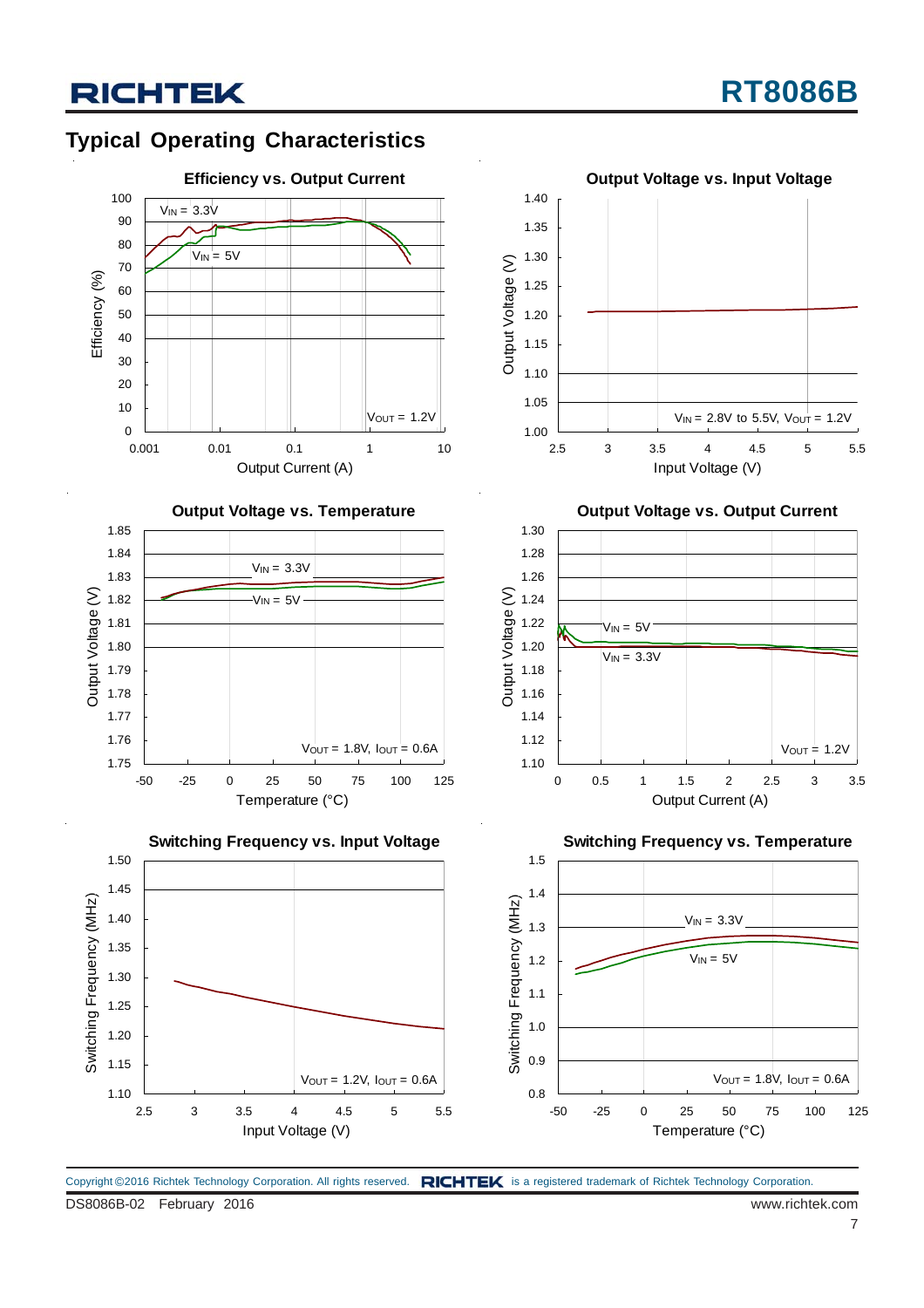## Typical Operating Characteristics

**Efficiency vs. Output Current**

Efficiency (%) vs. Output Current (A); $V_{IN}$ = 3.3V; $V_{IN}$ = 5V; $V_{OUT}$ = 1.2V

**Output Voltage vs. Input Voltage**

Output Voltage (V) vs. Input Voltage (V); $V_{IN}$ = 2.8V to 5.5V, $V_{OUT}$ = 1.2V

**Output Voltage vs. Temperature**

Output Voltage (V) vs. Temperature (°C); $V_{IN}$ = 3.3V; $V_{IN}$ = 5V; $V_{OUT}$ = 1.8V, $I_{OUT}$ = 0.6A

**Output Voltage vs. Output Current**

Output Voltage (V) vs. Output Current (A); $V_{IN}$ = 5V; $V_{IN}$ = 3.3V; $V_{OUT}$ = 1.2V

**Switching Frequency vs. Input Voltage**

Switching Frequency (MHz) vs. Input Voltage (V); $V_{OUT}$ = 1.2V, $I_{OUT}$ = 0.6A

**Switching Frequency vs. Temperature**

Switching Frequency (MHz) vs. Temperature (°C); $V_{IN}$ = 3.3V; $V_{IN}$ = 5V; $V_{OUT}$ = 1.8V, $I_{OUT}$ = 0.6A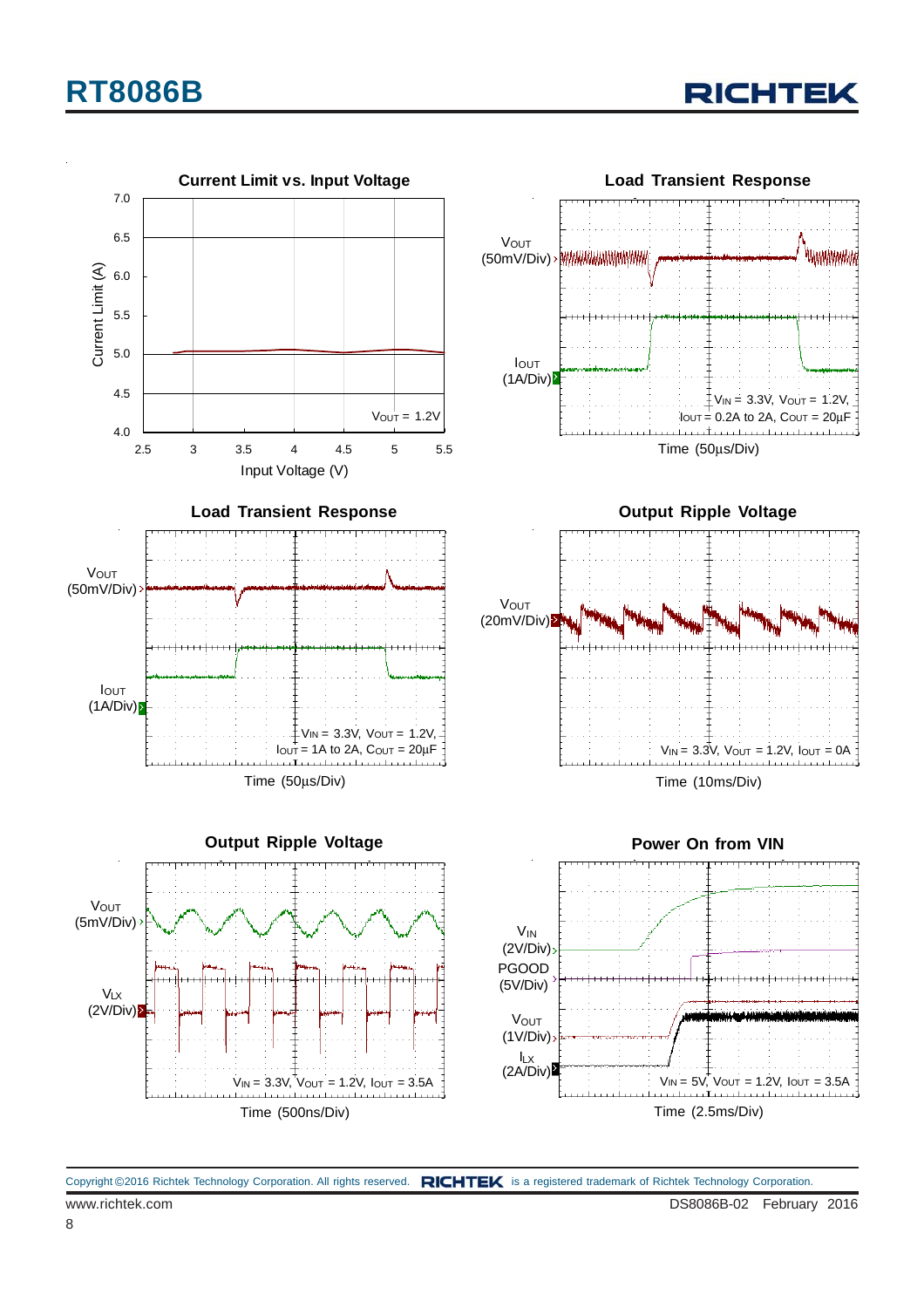**Current Limit vs. Input Voltage**

Current Limit (A): 7.0, 6.5, 6.0, 5.5, 5.0, 4.5, 4.0

Input Voltage (V): 2.5, 3, 3.5, 4, 4.5, 5, 5.5

$V_{OUT}$ = 1.2V

**Load Transient Response**

$V_{OUT}$ (50mV/Div)

$I_{OUT}$ (1A/Div)

$V_{IN}$ = 3.3V, $V_{OUT}$ = 1.2V, $I_{OUT}$ = 0.2A to 2A, $C_{OUT}$ = 20μF

Time (50μs/Div)

**Load Transient Response**

$V_{OUT}$ (50mV/Div)

$I_{OUT}$ (1A/Div)

$V_{IN}$ = 3.3V, $V_{OUT}$ = 1.2V, $I_{OUT}$ = 1A to 2A, $C_{OUT}$ = 20μF

Time (50μs/Div)

**Output Ripple Voltage**

$V_{OUT}$ (20mV/Div)

$V_{IN}$ = 3.3V, $V_{OUT}$ = 1.2V, $I_{OUT}$ = 0A

Time (10ms/Div)

**Output Ripple Voltage**

$V_{OUT}$ (5mV/Div)

$V_{LX}$ (2V/Div)

$V_{IN}$ = 3.3V, $V_{OUT}$ = 1.2V, $I_{OUT}$ = 3.5A

Time (500ns/Div)

**Power On from VIN**

$V_{IN}$ (2V/Div)

PGOOD (5V/Div)

$V_{OUT}$ (1V/Div)

$I_{LX}$ (2A/Div)

$V_{IN}$ = 5V, $V_{OUT}$ = 1.2V, $I_{OUT}$ = 3.5A

Time (2.5ms/Div)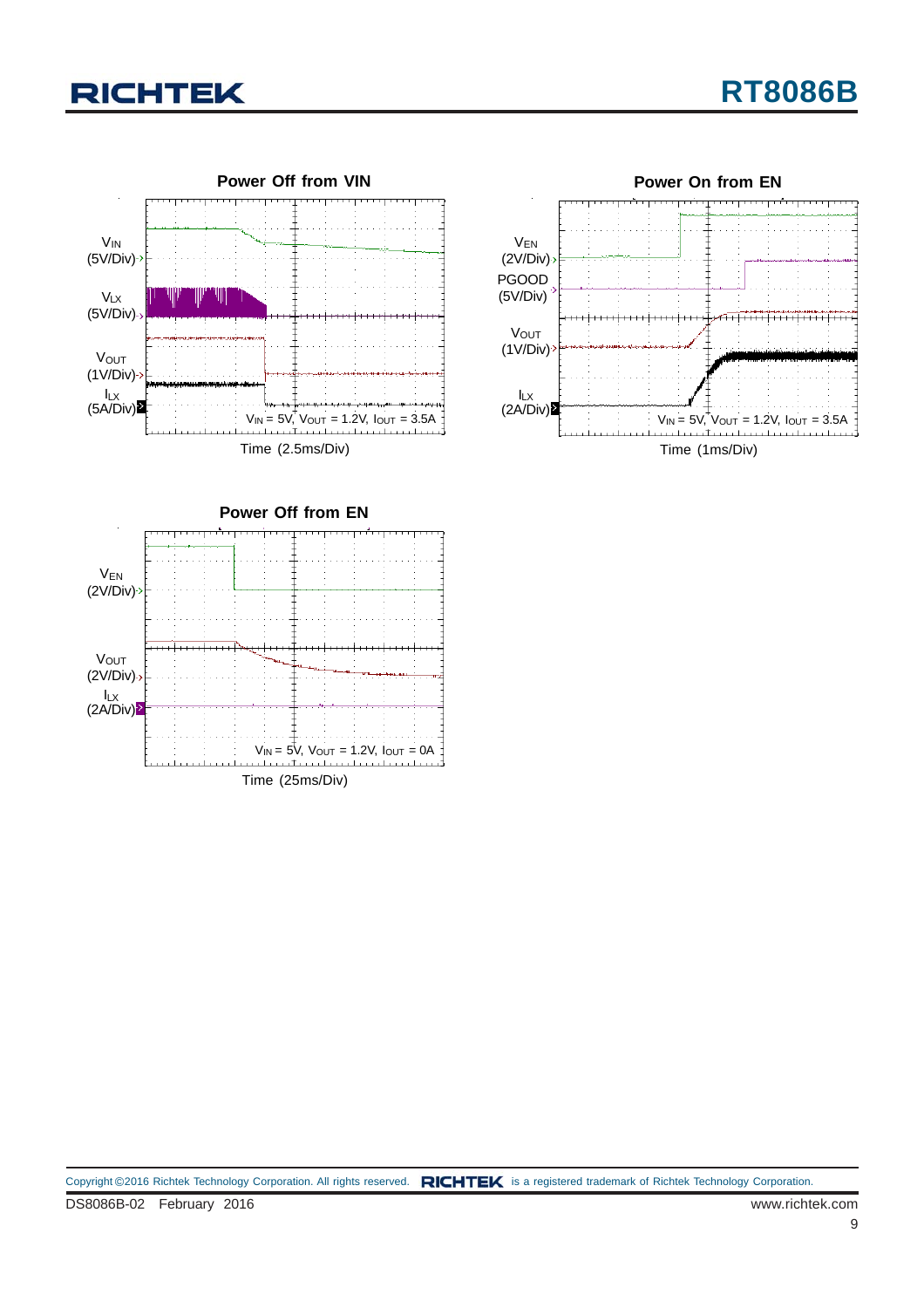**Power Off from VIN**

$V_{IN}$ (5V/Div)

$V_{LX}$ (5V/Div)

$V_{OUT}$ (1V/Div)

$I_{LX}$ (5A/Div)

$V_{IN}$ = 5V, $V_{OUT}$ = 1.2V, $I_{OUT}$ = 3.5A

Time (2.5ms/Div)

**Power On from EN**

$V_{EN}$ (2V/Div)

PGOOD (5V/Div)

$V_{OUT}$ (1V/Div)

$I_{LX}$ (2A/Div)

$V_{IN}$ = 5V, $V_{OUT}$ = 1.2V, $I_{OUT}$ = 3.5A

Time (1ms/Div)

**Power Off from EN**

$V_{EN}$ (2V/Div)

$V_{OUT}$ (2V/Div)

$I_{LX}$ (2A/Div)

$V_{IN}$ = 5V, $V_{OUT}$ = 1.2V, $I_{OUT}$ = 0A

Time (25ms/Div)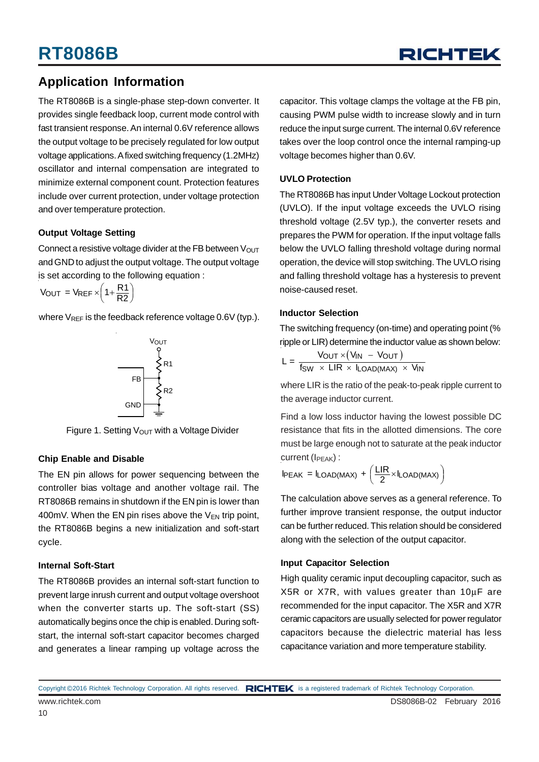## Application Information

The RT8086B is a single-phase step-down converter. It provides single feedback loop, current mode control with fast transient response. An internal 0.6V reference allows the output voltage to be precisely regulated for low output voltage applications. A fixed switching frequency (1.2MHz) oscillator and internal compensation are integrated to minimize external component count. Protection features include over current protection, under voltage protection and over temperature protection.

### Output Voltage Setting

Connect a resistive voltage divider at the FB between $V_{OUT}$ and GND to adjust the output voltage. The output voltage is set according to the following equation :

$$V_{OUT} = V_{REF} \times \left(1 + \frac{R1}{R2}\right)$$

where $V_{REF}$ is the feedback reference voltage 0.6V (typ.).

Figure 1. Setting $V_{OUT}$ with a Voltage Divider

### Chip Enable and Disable

The EN pin allows for power sequencing between the controller bias voltage and another voltage rail. The RT8086B remains in shutdown if the EN pin is lower than 400mV. When the EN pin rises above the $V_{EN}$ trip point, the RT8086B begins a new initialization and soft-start cycle.

### Internal Soft-Start

The RT8086B provides an internal soft-start function to prevent large inrush current and output voltage overshoot when the converter starts up. The soft-start (SS) automatically begins once the chip is enabled. During soft-start, the internal soft-start capacitor becomes charged and generates a linear ramping up voltage across the capacitor. This voltage clamps the voltage at the FB pin, causing PWM pulse width to increase slowly and in turn reduce the input surge current. The internal 0.6V reference takes over the loop control once the internal ramping-up voltage becomes higher than 0.6V.

### UVLO Protection

The RT8086B has input Under Voltage Lockout protection (UVLO). If the input voltage exceeds the UVLO rising threshold voltage (2.5V typ.), the converter resets and prepares the PWM for operation. If the input voltage falls below the UVLO falling threshold voltage during normal operation, the device will stop switching. The UVLO rising and falling threshold voltage has a hysteresis to prevent noise-caused reset.

### Inductor Selection

The switching frequency (on-time) and operating point (% ripple or LIR) determine the inductor value as shown below:

$$L = \frac{V_{OUT} \times (V_{IN} - V_{OUT})}{f_{SW} \times LIR \times I_{LOAD(MAX)} \times V_{IN}}$$

where LIR is the ratio of the peak-to-peak ripple current to the average inductor current.

Find a low loss inductor having the lowest possible DC resistance that fits in the allotted dimensions. The core must be large enough not to saturate at the peak inductor current ($I_{PEAK}$) :

$$I_{PEAK} = I_{LOAD(MAX)} + \left(\frac{LIR}{2} \times I_{LOAD(MAX)}\right)$$

The calculation above serves as a general reference. To further improve transient response, the output inductor can be further reduced. This relation should be considered along with the selection of the output capacitor.

### Input Capacitor Selection

High quality ceramic input decoupling capacitor, such as X5R or X7R, with values greater than 10μF are recommended for the input capacitor. The X5R and X7R ceramic capacitors are usually selected for power regulator capacitors because the dielectric material has less capacitance variation and more temperature stability.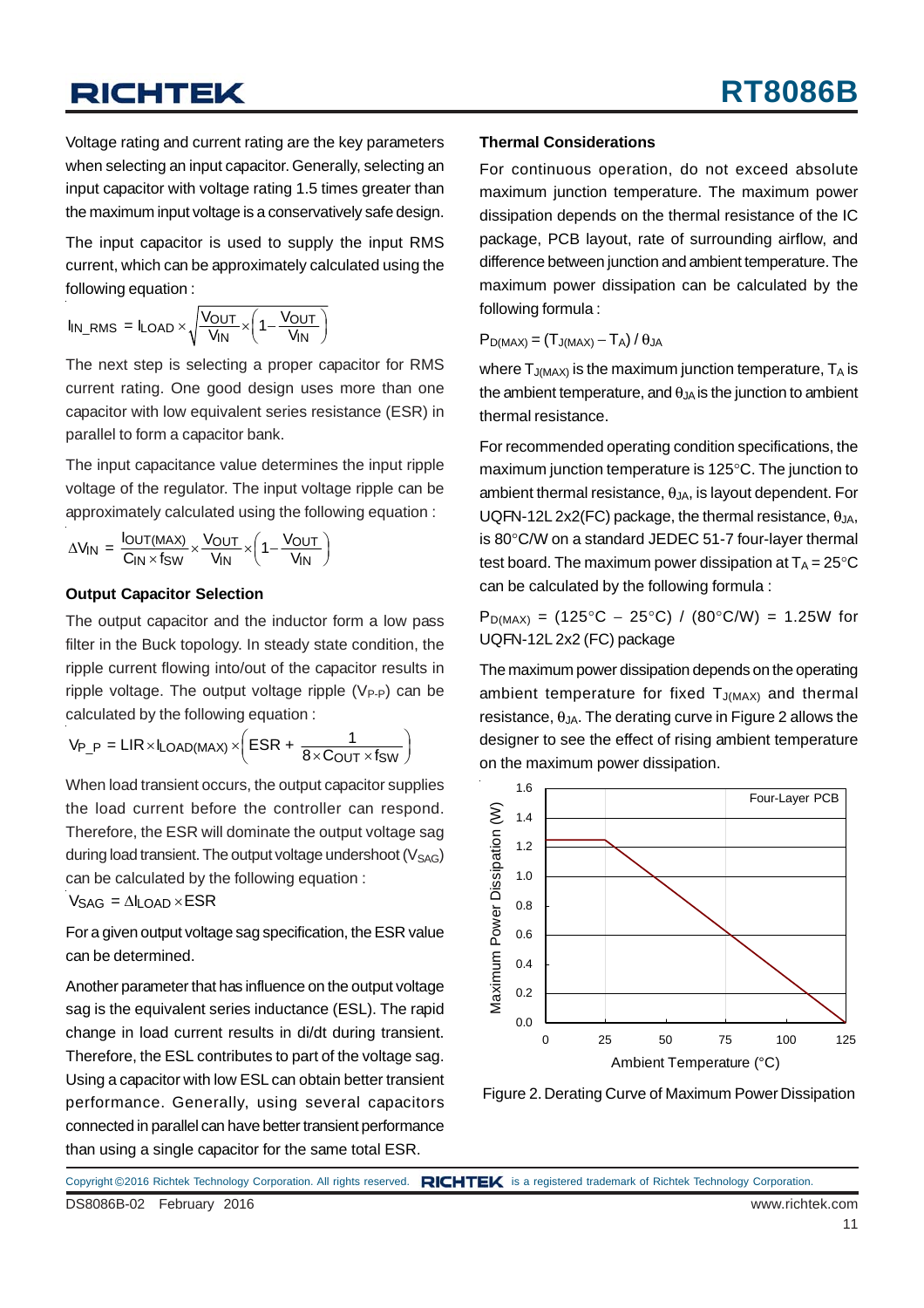Voltage rating and current rating are the key parameters when selecting an input capacitor. Generally, selecting an input capacitor with voltage rating 1.5 times greater than the maximum input voltage is a conservatively safe design.

The input capacitor is used to supply the input RMS current, which can be approximately calculated using the following equation :

$$I_{IN\_RMS} = I_{LOAD} \times \sqrt{\frac{V_{OUT}}{V_{IN}} \times \left(1 - \frac{V_{OUT}}{V_{IN}}\right)}$$

The next step is selecting a proper capacitor for RMS current rating. One good design uses more than one capacitor with low equivalent series resistance (ESR) in parallel to form a capacitor bank.

The input capacitance value determines the input ripple voltage of the regulator. The input voltage ripple can be approximately calculated using the following equation :

$$\Delta V_{IN} = \frac{I_{OUT(MAX)}}{C_{IN} \times f_{SW}} \times \frac{V_{OUT}}{V_{IN}} \times \left(1 - \frac{V_{OUT}}{V_{IN}}\right)$$

### Output Capacitor Selection

The output capacitor and the inductor form a low pass filter in the Buck topology. In steady state condition, the ripple current flowing into/out of the capacitor results in ripple voltage. The output voltage ripple ($V_{P-P}$) can be calculated by the following equation :

$$V_{P\_P} = LIR \times I_{LOAD(MAX)} \times \left(ESR + \frac{1}{8 \times C_{OUT} \times f_{SW}}\right)$$

When load transient occurs, the output capacitor supplies the load current before the controller can respond. Therefore, the ESR will dominate the output voltage sag during load transient. The output voltage undershoot ($V_{SAG}$) can be calculated by the following equation :

$$V_{SAG} = \Delta I_{LOAD} \times ESR$$

For a given output voltage sag specification, the ESR value can be determined.

Another parameter that has influence on the output voltage sag is the equivalent series inductance (ESL). The rapid change in load current results in di/dt during transient. Therefore, the ESL contributes to part of the voltage sag. Using a capacitor with low ESL can obtain better transient performance. Generally, using several capacitors connected in parallel can have better transient performance than using a single capacitor for the same total ESR.

### Thermal Considerations

For continuous operation, do not exceed absolute maximum junction temperature. The maximum power dissipation depends on the thermal resistance of the IC package, PCB layout, rate of surrounding airflow, and difference between junction and ambient temperature. The maximum power dissipation can be calculated by the following formula :

$$P_{D(MAX)} = (T_{J(MAX)} - T_A) / \theta_{JA}$$

where $T_{J(MAX)}$ is the maximum junction temperature, $T_A$ is the ambient temperature, and $\theta_{JA}$ is the junction to ambient thermal resistance.

For recommended operating condition specifications, the maximum junction temperature is 125°C. The junction to ambient thermal resistance, $\theta_{JA}$, is layout dependent. For UQFN-12L 2x2(FC) package, the thermal resistance, $\theta_{JA}$, is 80°C/W on a standard JEDEC 51-7 four-layer thermal test board. The maximum power dissipation at $T_A$ = 25°C can be calculated by the following formula :

$P_{D(MAX)}$ = (125°C − 25°C) / (80°C/W) = 1.25W for UQFN-12L 2x2 (FC) package

The maximum power dissipation depends on the operating ambient temperature for fixed $T_{J(MAX)}$ and thermal resistance, $\theta_{JA}$. The derating curve in Figure 2 allows the designer to see the effect of rising ambient temperature on the maximum power dissipation.

Figure 2. Derating Curve of Maximum Power Dissipation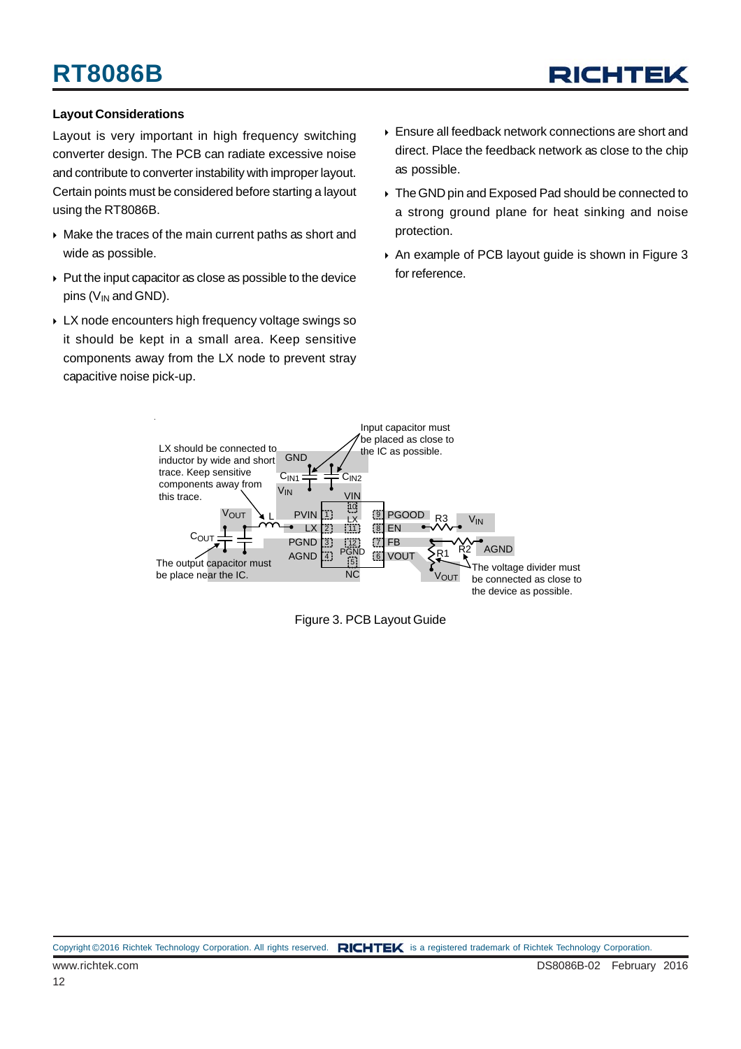### Layout Considerations

Layout is very important in high frequency switching converter design. The PCB can radiate excessive noise and contribute to converter instability with improper layout. Certain points must be considered before starting a layout using the RT8086B.

- Make the traces of the main current paths as short and wide as possible.
- Put the input capacitor as close as possible to the device pins ($V_{IN}$ and GND).
- LX node encounters high frequency voltage swings so it should be kept in a small area. Keep sensitive components away from the LX node to prevent stray capacitive noise pick-up.
- Ensure all feedback network connections are short and direct. Place the feedback network as close to the chip as possible.
- The GND pin and Exposed Pad should be connected to a strong ground plane for heat sinking and noise protection.
- An example of PCB layout guide is shown in Figure 3 for reference.

LX should be connected to inductor by wide and short trace. Keep sensitive components away from this trace.

Input capacitor must be placed as close to the IC as possible.

The output capacitor must be place near the IC.

The voltage divider must be connected as close to the device as possible.

Figure 3. PCB Layout Guide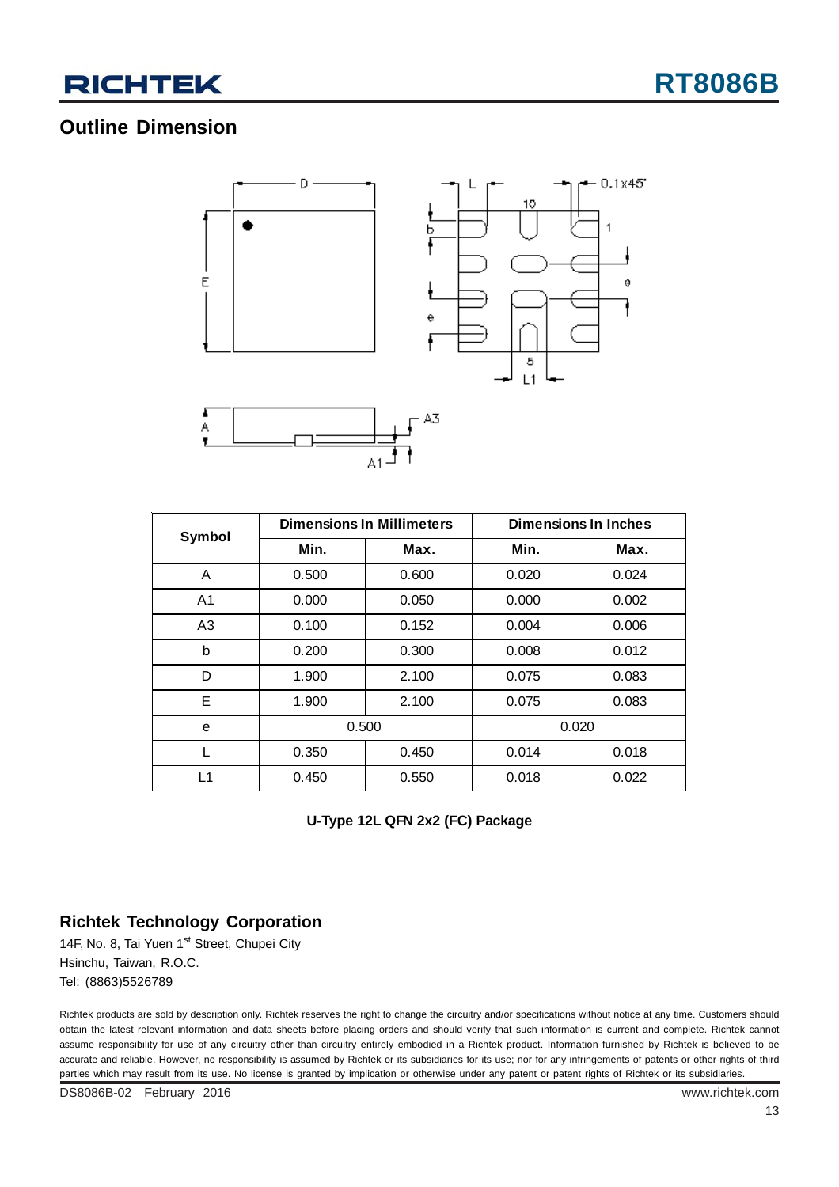## Outline Dimension

D

E

L

0.1x45°

10

1

b

e

e

5

L1

A

A3

A1

| Symbol | Dimensions In Millimeters | | Dimensions In Inches | |
|---|---|---|---|---|
| | Min. | Max. | Min. | Max. |
| A | 0.500 | 0.600 | 0.020 | 0.024 |
| A1 | 0.000 | 0.050 | 0.000 | 0.002 |
| A3 | 0.100 | 0.152 | 0.004 | 0.006 |
| b | 0.200 | 0.300 | 0.008 | 0.012 |
| D | 1.900 | 2.100 | 0.075 | 0.083 |
| E | 1.900 | 2.100 | 0.075 | 0.083 |
| e | 0.500 | | 0.020 | |
| L | 0.350 | 0.450 | 0.014 | 0.018 |
| L1 | 0.450 | 0.550 | 0.018 | 0.022 |

**U-Type 12L QFN 2x2 (FC) Package**

### Richtek Technology Corporation

14F, No. 8, Tai Yuen 1st Street, Chupei City
Hsinchu, Taiwan, R.O.C.
Tel: (8863)5526789

Richtek products are sold by description only. Richtek reserves the right to change the circuitry and/or specifications without notice at any time. Customers should obtain the latest relevant information and data sheets before placing orders and should verify that such information is current and complete. Richtek cannot assume responsibility for use of any circuitry other than circuitry entirely embodied in a Richtek product. Information furnished by Richtek is believed to be accurate and reliable. However, no responsibility is assumed by Richtek or its subsidiaries for its use; nor for any infringements of patents or other rights of third parties which may result from its use. No license is granted by implication or otherwise under any patent or patent rights of Richtek or its subsidiaries.